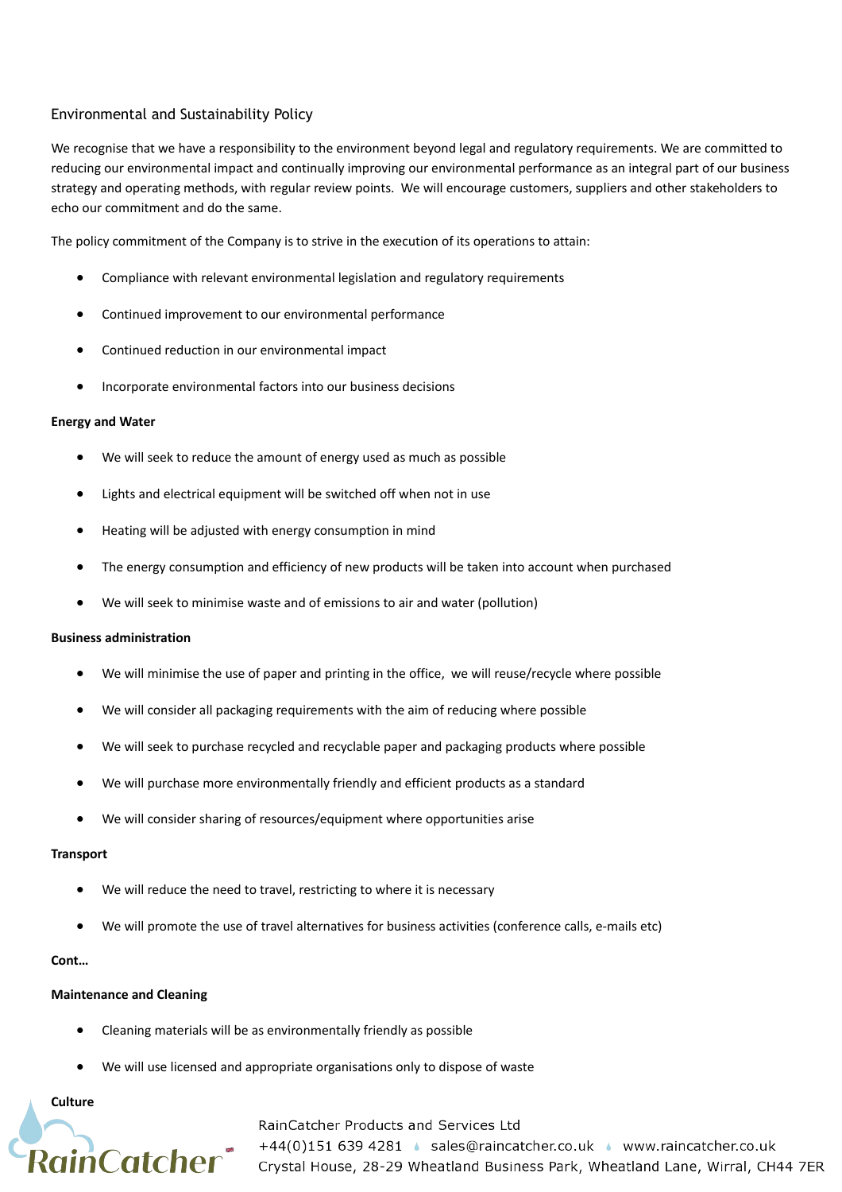# Environmental and Sustainability Policy

We recognise that we have a responsibility to the environment beyond legal and regulatory requirements. We are committed to reducing our environmental impact and continually improving our environmental performance as an integral part of our business strategy and operating methods, with regular review points. We will encourage customers, suppliers and other stakeholders to echo our commitment and do the same.

The policy commitment of the Company is to strive in the execution of its operations to attain:

- Compliance with relevant environmental legislation and regulatory requirements
- Continued improvement to our environmental performance
- Continued reduction in our environmental impact
- Incorporate environmental factors into our business decisions

**Energy and Water**

- We will seek to reduce the amount of energy used as much as possible
- Lights and electrical equipment will be switched off when not in use
- Heating will be adjusted with energy consumption in mind
- The energy consumption and efficiency of new products will be taken into account when purchased
- We will seek to minimise waste and of emissions to air and water (pollution)

**Business administration**

- We will minimise the use of paper and printing in the office, we will reuse/recycle where possible
- We will consider all packaging requirements with the aim of reducing where possible
- We will seek to purchase recycled and recyclable paper and packaging products where possible
- We will purchase more environmentally friendly and efficient products as a standard
- We will consider sharing of resources/equipment where opportunities arise

**Transport**

- We will reduce the need to travel, restricting to where it is necessary
- We will promote the use of travel alternatives for business activities (conference calls, e-mails etc)

**Cont…**

**Maintenance and Cleaning**

- Cleaning materials will be as environmentally friendly as possible
- We will use licensed and appropriate organisations only to dispose of waste

**Culture**

RainCatcher Products and Services Ltd
+44(0)151 639 4281 sales@raincatcher.co.uk www.raincatcher.co.uk
Crystal House, 28-29 Wheatland Business Park, Wheatland Lane, Wirral, CH44 7ER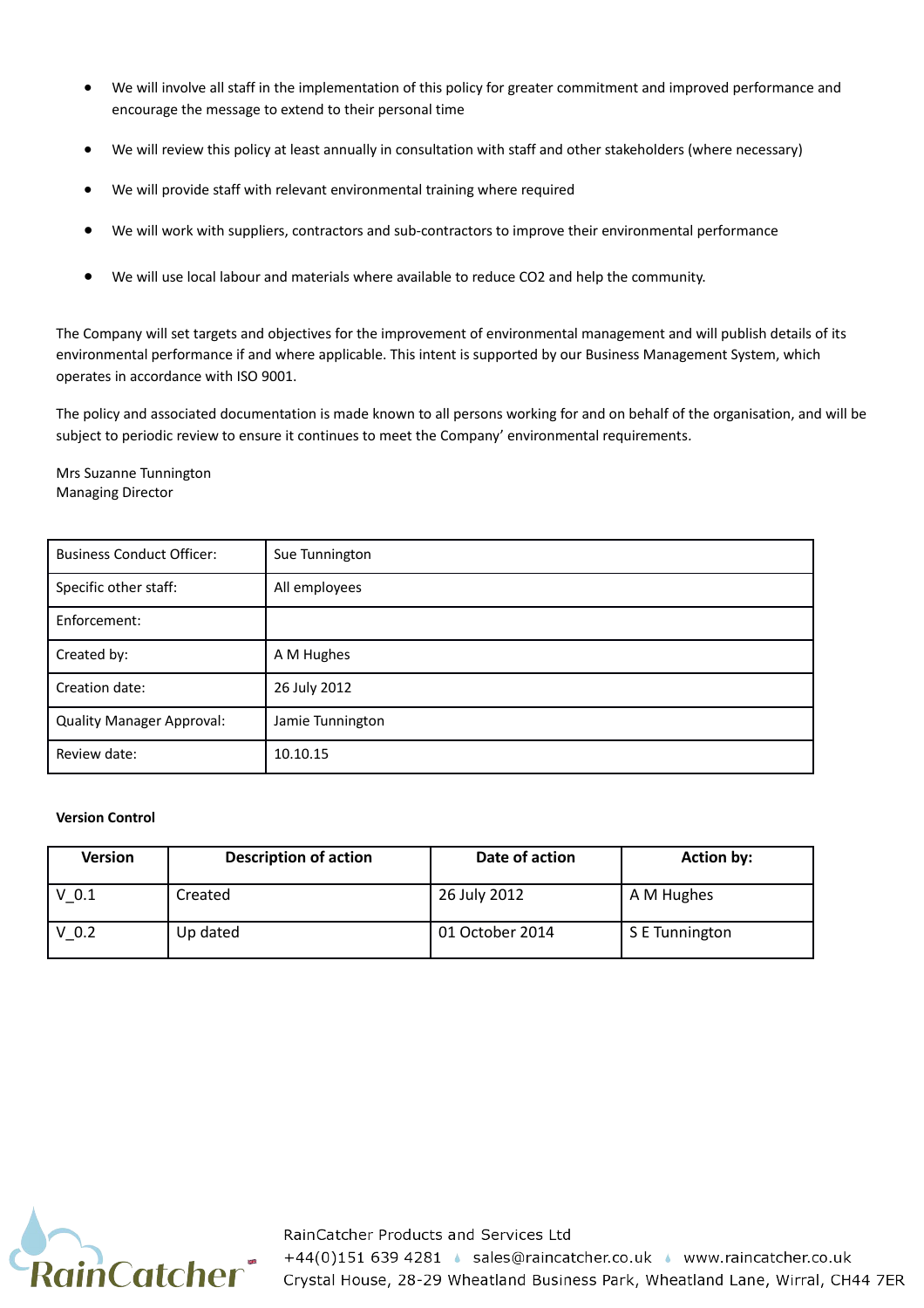- We will involve all staff in the implementation of this policy for greater commitment and improved performance and encourage the message to extend to their personal time
- We will review this policy at least annually in consultation with staff and other stakeholders (where necessary)
- We will provide staff with relevant environmental training where required
- We will work with suppliers, contractors and sub-contractors to improve their environmental performance
- We will use local labour and materials where available to reduce CO2 and help the community.

The Company will set targets and objectives for the improvement of environmental management and will publish details of its environmental performance if and where applicable. This intent is supported by our Business Management System, which operates in accordance with ISO 9001.

The policy and associated documentation is made known to all persons working for and on behalf of the organisation, and will be subject to periodic review to ensure it continues to meet the Company' environmental requirements.

Mrs Suzanne Tunnington
Managing Director

| | |
|---|---|
| Business Conduct Officer: | Sue Tunnington |
| Specific other staff: | All employees |
| Enforcement: | |
| Created by: | A M Hughes |
| Creation date: | 26 July 2012 |
| Quality Manager Approval: | Jamie Tunnington |
| Review date: | 10.10.15 |

**Version Control**

| Version | Description of action | Date of action | Action by: |
|---|---|---|---|
| V_0.1 | Created | 26 July 2012 | A M Hughes |
| V_0.2 | Up dated | 01 October 2014 | S E Tunnington |

RainCatcher Products and Services Ltd
+44(0)151 639 4281 sales@raincatcher.co.uk www.raincatcher.co.uk
Crystal House, 28-29 Wheatland Business Park, Wheatland Lane, Wirral, CH44 7ER